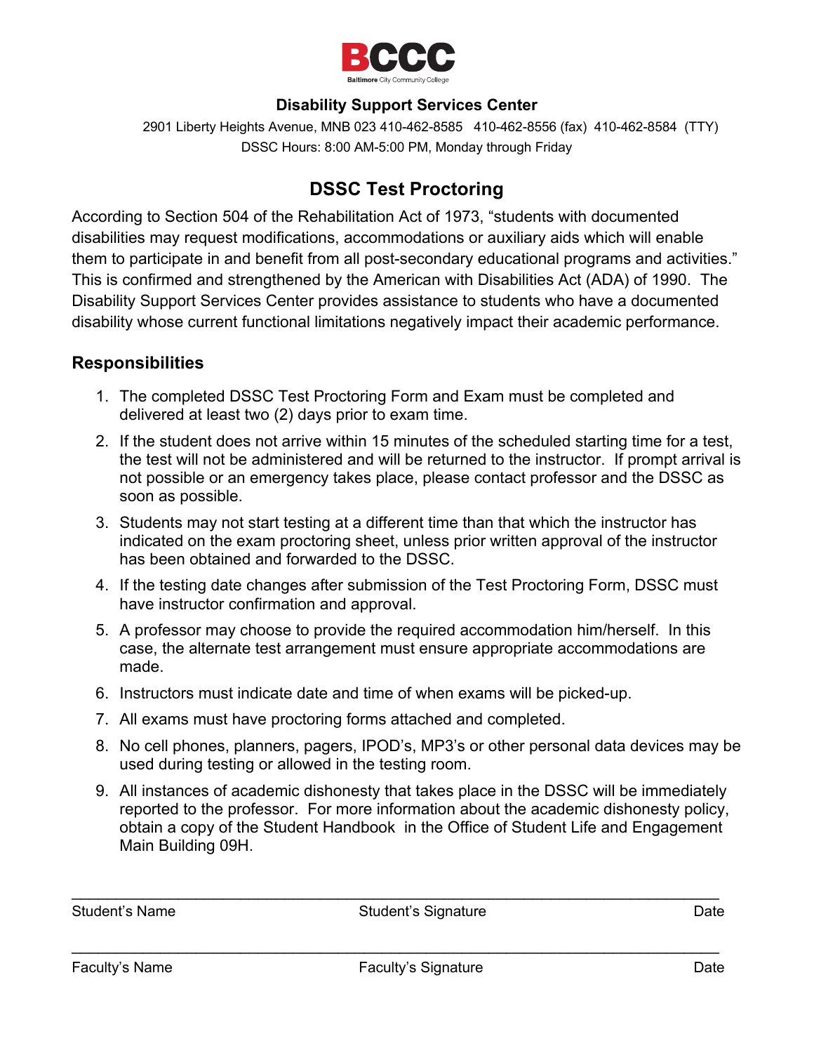BCCC

Baltimore City Community College

**Disability Support Services Center**

2901 Liberty Heights Avenue, MNB 023 410-462-8585 410-462-8556 (fax) 410-462-8584 (TTY)
DSSC Hours: 8:00 AM-5:00 PM, Monday through Friday

# DSSC Test Proctoring

According to Section 504 of the Rehabilitation Act of 1973, "students with documented disabilities may request modifications, accommodations or auxiliary aids which will enable them to participate in and benefit from all post-secondary educational programs and activities." This is confirmed and strengthened by the American with Disabilities Act (ADA) of 1990. The Disability Support Services Center provides assistance to students who have a documented disability whose current functional limitations negatively impact their academic performance.

## Responsibilities

1. The completed DSSC Test Proctoring Form and Exam must be completed and delivered at least two (2) days prior to exam time.
2. If the student does not arrive within 15 minutes of the scheduled starting time for a test, the test will not be administered and will be returned to the instructor. If prompt arrival is not possible or an emergency takes place, please contact professor and the DSSC as soon as possible.
3. Students may not start testing at a different time than that which the instructor has indicated on the exam proctoring sheet, unless prior written approval of the instructor has been obtained and forwarded to the DSSC.
4. If the testing date changes after submission of the Test Proctoring Form, DSSC must have instructor confirmation and approval.
5. A professor may choose to provide the required accommodation him/herself. In this case, the alternate test arrangement must ensure appropriate accommodations are made.
6. Instructors must indicate date and time of when exams will be picked-up.
7. All exams must have proctoring forms attached and completed.
8. No cell phones, planners, pagers, IPOD's, MP3's or other personal data devices may be used during testing or allowed in the testing room.
9. All instances of academic dishonesty that takes place in the DSSC will be immediately reported to the professor. For more information about the academic dishonesty policy, obtain a copy of the Student Handbook in the Office of Student Life and Engagement Main Building 09H.

\_\_\_\_\_\_\_\_\_\_\_\_\_\_\_\_\_\_\_\_\_\_\_\_\_\_\_\_\_\_\_\_\_\_\_\_\_\_\_\_\_\_\_\_\_\_\_\_\_\_\_\_\_\_\_\_\_\_\_\_\_\_\_\_\_\_\_\_\_\_

Student's Name Student's Signature Date

\_\_\_\_\_\_\_\_\_\_\_\_\_\_\_\_\_\_\_\_\_\_\_\_\_\_\_\_\_\_\_\_\_\_\_\_\_\_\_\_\_\_\_\_\_\_\_\_\_\_\_\_\_\_\_\_\_\_\_\_\_\_\_\_\_\_\_\_\_\_

Faculty's Name Faculty's Signature Date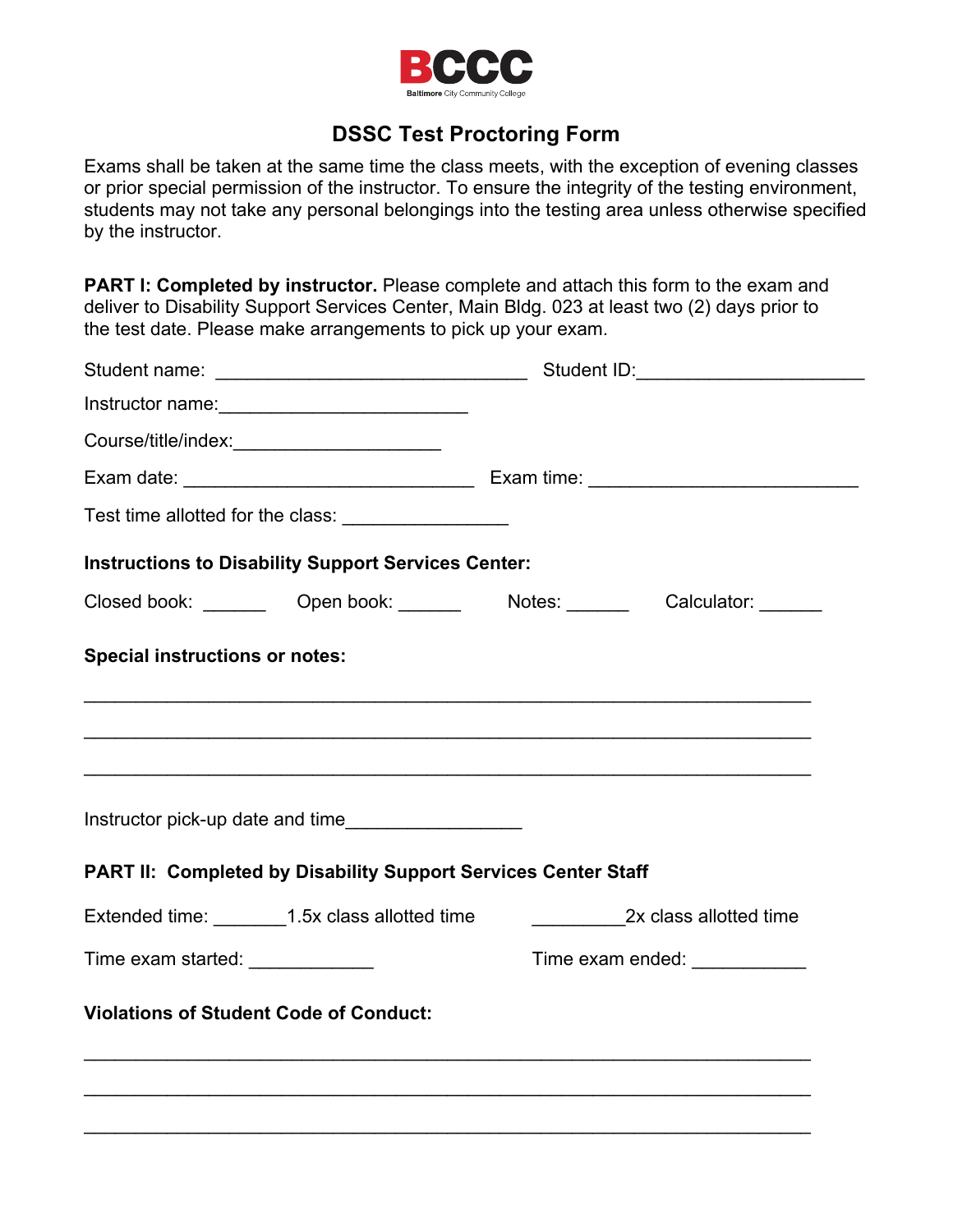BCCC

Baltimore City Community College

# DSSC Test Proctoring Form

Exams shall be taken at the same time the class meets, with the exception of evening classes or prior special permission of the instructor. To ensure the integrity of the testing environment, students may not take any personal belongings into the testing area unless otherwise specified by the instructor.

**PART I: Completed by instructor.** Please complete and attach this form to the exam and deliver to Disability Support Services Center, Main Bldg. 023 at least two (2) days prior to the test date. Please make arrangements to pick up your exam.

Student name: ______________________________ Student ID:______________________

Instructor name:________________________

Course/title/index:____________________

Exam date: ____________________________ Exam time: __________________________

Test time allotted for the class: ________________

**Instructions to Disability Support Services Center:**

Closed book: ______ Open book: ______ Notes: ______ Calculator: ______

**Special instructions or notes:**

______________________________________________________________________

______________________________________________________________________

______________________________________________________________________

Instructor pick-up date and time_________________

**PART II: Completed by Disability Support Services Center Staff**

Extended time: _______1.5x class allotted time _________2x class allotted time

Time exam started: ____________ Time exam ended: ___________

**Violations of Student Code of Conduct:**

______________________________________________________________________

______________________________________________________________________

______________________________________________________________________